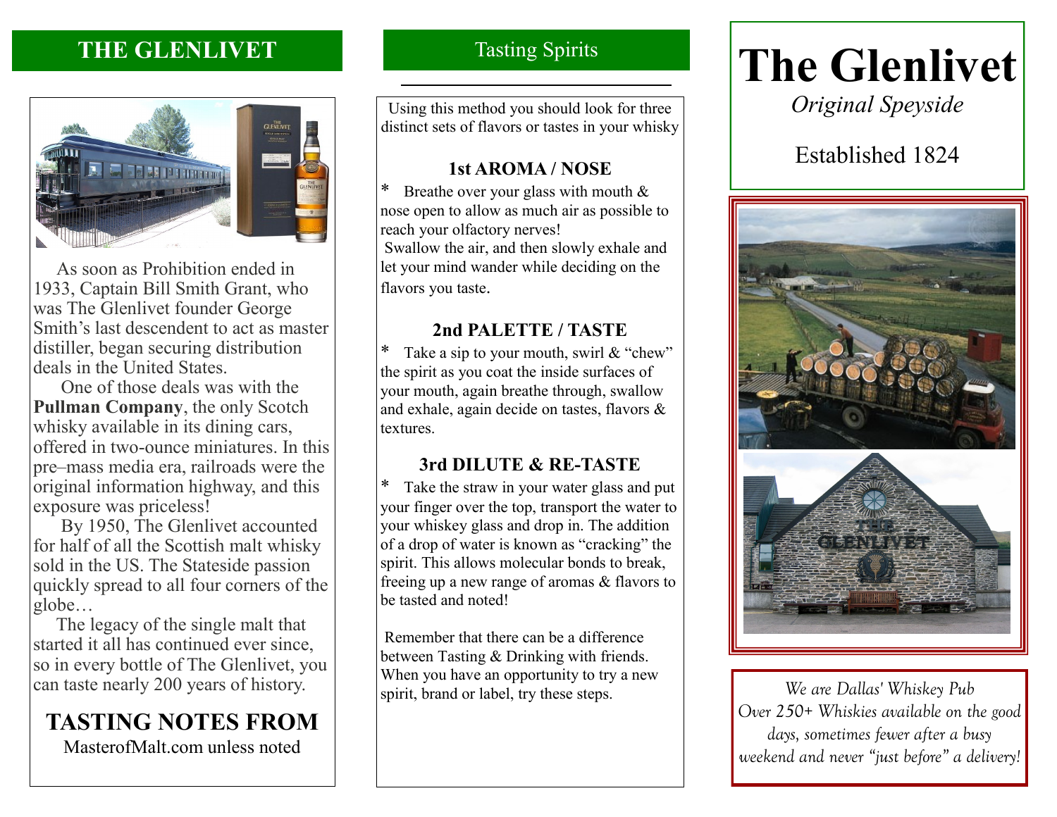## THE GLENLIVET

As soon as Prohibition ended in 1933, Captain Bill Smith Grant, who was The Glenlivet founder George Smith's last descendent to act as master distiller, began securing distribution deals in the United States.

One of those deals was with the **Pullman Company**, the only Scotch whisky available in its dining cars, offered in two-ounce miniatures. In this pre–mass media era, railroads were the original information highway, and this exposure was priceless!

By 1950, The Glenlivet accounted for half of all the Scottish malt whisky sold in the US. The Stateside passion quickly spread to all four corners of the globe…

The legacy of the single malt that started it all has continued ever since, so in every bottle of The Glenlivet, you can taste nearly 200 years of history.

### TASTING NOTES FROM

MasterofMalt.com unless noted

## Tasting Spirits

Using this method you should look for three distinct sets of flavors or tastes in your whisky

### 1st AROMA / NOSE

* Breathe over your glass with mouth & nose open to allow as much air as possible to reach your olfactory nerves!
Swallow the air, and then slowly exhale and let your mind wander while deciding on the flavors you taste.

### 2nd PALETTE / TASTE

* Take a sip to your mouth, swirl & "chew" the spirit as you coat the inside surfaces of your mouth, again breathe through, swallow and exhale, again decide on tastes, flavors & textures.

### 3rd DILUTE & RE-TASTE

* Take the straw in your water glass and put your finger over the top, transport the water to your whiskey glass and drop in. The addition of a drop of water is known as "cracking" the spirit. This allows molecular bonds to break, freeing up a new range of aromas & flavors to be tasted and noted!

Remember that there can be a difference between Tasting & Drinking with friends. When you have an opportunity to try a new spirit, brand or label, try these steps.

# The Glenlivet

*Original Speyside*

Established 1824

*We are Dallas' Whiskey Pub*
*Over 250+ Whiskies available on the good days, sometimes fewer after a busy weekend and never "just before" a delivery!*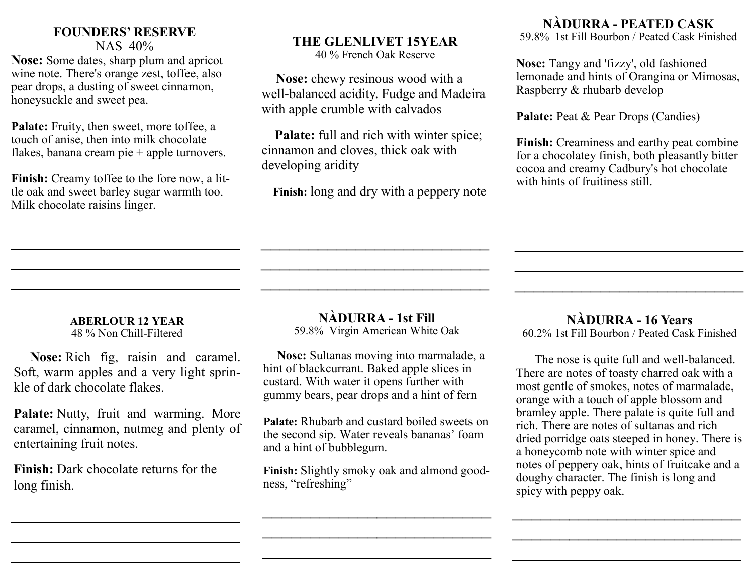## FOUNDERS' RESERVE

NAS 40%

**Nose:** Some dates, sharp plum and apricot wine note. There's orange zest, toffee, also pear drops, a dusting of sweet cinnamon, honeysuckle and sweet pea.

**Palate:** Fruity, then sweet, more toffee, a touch of anise, then into milk chocolate flakes, banana cream pie + apple turnovers.

**Finish:** Creamy toffee to the fore now, a little oak and sweet barley sugar warmth too. Milk chocolate raisins linger.

___________________________________

___________________________________

___________________________________

## THE GLENLIVET 15YEAR

40 % French Oak Reserve

**Nose:** chewy resinous wood with a well-balanced acidity. Fudge and Madeira with apple crumble with calvados

**Palate:** full and rich with winter spice; cinnamon and cloves, thick oak with developing aridity

**Finish:** long and dry with a peppery note

___________________________________

___________________________________

___________________________________

## NÀDURRA - PEATED CASK

59.8% 1st Fill Bourbon / Peated Cask Finished

**Nose:** Tangy and 'fizzy', old fashioned lemonade and hints of Orangina or Mimosas, Raspberry & rhubarb develop

**Palate:** Peat & Pear Drops (Candies)

**Finish:** Creaminess and earthy peat combine for a chocolatey finish, both pleasantly bitter cocoa and creamy Cadbury's hot chocolate with hints of fruitiness still.

___________________________________

___________________________________

___________________________________

## ABERLOUR 12 YEAR

48 % Non Chill-Filtered

**Nose:** Rich fig, raisin and caramel. Soft, warm apples and a very light sprinkle of dark chocolate flakes.

**Palate:** Nutty, fruit and warming. More caramel, cinnamon, nutmeg and plenty of entertaining fruit notes.

**Finish:** Dark chocolate returns for the long finish.

___________________________________

___________________________________

___________________________________

## NÀDURRA - 1st Fill

59.8% Virgin American White Oak

**Nose:** Sultanas moving into marmalade, a hint of blackcurrant. Baked apple slices in custard. With water it opens further with gummy bears, pear drops and a hint of fern

**Palate:** Rhubarb and custard boiled sweets on the second sip. Water reveals bananas' foam and a hint of bubblegum.

**Finish:** Slightly smoky oak and almond goodness, "refreshing"

___________________________________

___________________________________

___________________________________

## NÀDURRA - 16 Years

60.2% 1st Fill Bourbon / Peated Cask Finished

The nose is quite full and well-balanced. There are notes of toasty charred oak with a most gentle of smokes, notes of marmalade, orange with a touch of apple blossom and bramley apple. There palate is quite full and rich. There are notes of sultanas and rich dried porridge oats steeped in honey. There is a honeycomb note with winter spice and notes of peppery oak, hints of fruitcake and a doughy character. The finish is long and spicy with peppy oak.

___________________________________

___________________________________

___________________________________